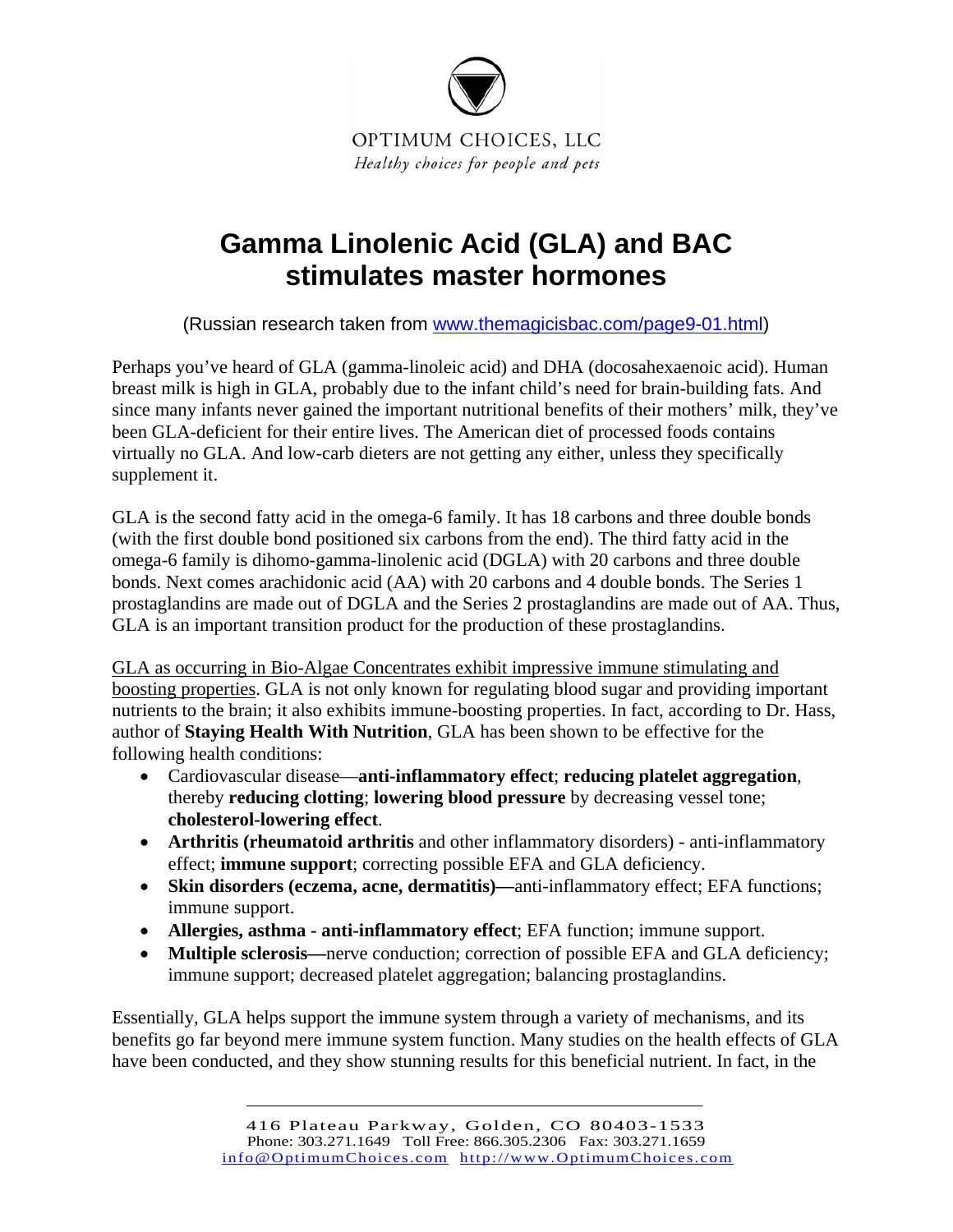OPTIMUM CHOICES, LLC

*Healthy choices for people and pets*

# Gamma Linolenic Acid (GLA) and BAC stimulates master hormones

(Russian research taken from www.themagicisbac.com/page9-01.html)

Perhaps you've heard of GLA (gamma-linoleic acid) and DHA (docosahexaenoic acid). Human breast milk is high in GLA, probably due to the infant child's need for brain-building fats. And since many infants never gained the important nutritional benefits of their mothers' milk, they've been GLA-deficient for their entire lives. The American diet of processed foods contains virtually no GLA. And low-carb dieters are not getting any either, unless they specifically supplement it.

GLA is the second fatty acid in the omega-6 family. It has 18 carbons and three double bonds (with the first double bond positioned six carbons from the end). The third fatty acid in the omega-6 family is dihomo-gamma-linolenic acid (DGLA) with 20 carbons and three double bonds. Next comes arachidonic acid (AA) with 20 carbons and 4 double bonds. The Series 1 prostaglandins are made out of DGLA and the Series 2 prostaglandins are made out of AA. Thus, GLA is an important transition product for the production of these prostaglandins.

GLA as occurring in Bio-Algae Concentrates exhibit impressive immune stimulating and boosting properties. GLA is not only known for regulating blood sugar and providing important nutrients to the brain; it also exhibits immune-boosting properties. In fact, according to Dr. Hass, author of **Staying Health With Nutrition**, GLA has been shown to be effective for the following health conditions:

- Cardiovascular disease—**anti-inflammatory effect**; **reducing platelet aggregation**, thereby **reducing clotting**; **lowering blood pressure** by decreasing vessel tone; **cholesterol-lowering effect**.
- **Arthritis (rheumatoid arthritis** and other inflammatory disorders) - anti-inflammatory effect; **immune support**; correcting possible EFA and GLA deficiency.
- **Skin disorders (eczema, acne, dermatitis)—**anti-inflammatory effect; EFA functions; immune support.
- **Allergies, asthma - anti-inflammatory effect**; EFA function; immune support.
- **Multiple sclerosis—**nerve conduction; correction of possible EFA and GLA deficiency; immune support; decreased platelet aggregation; balancing prostaglandins.

Essentially, GLA helps support the immune system through a variety of mechanisms, and its benefits go far beyond mere immune system function. Many studies on the health effects of GLA have been conducted, and they show stunning results for this beneficial nutrient. In fact, in the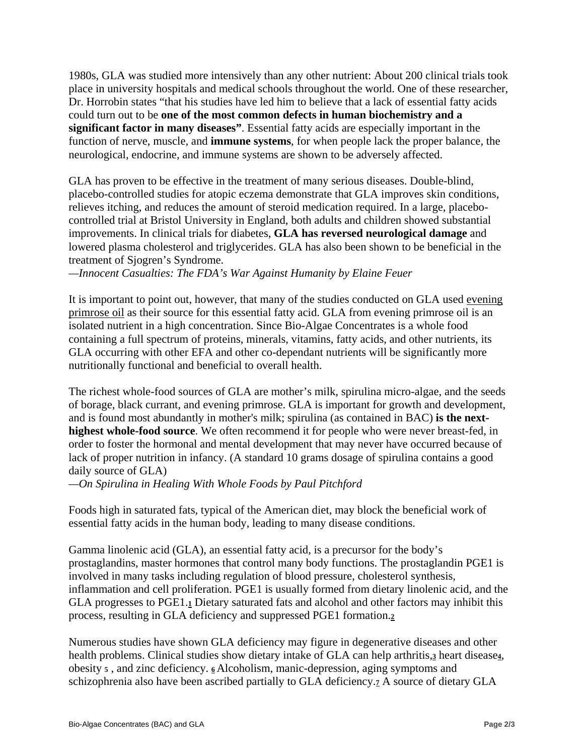1980s, GLA was studied more intensively than any other nutrient: About 200 clinical trials took place in university hospitals and medical schools throughout the world. One of these researcher, Dr. Horrobin states "that his studies have led him to believe that a lack of essential fatty acids could turn out to be **one of the most common defects in human biochemistry and a significant factor in many diseases"**. Essential fatty acids are especially important in the function of nerve, muscle, and **immune systems**, for when people lack the proper balance, the neurological, endocrine, and immune systems are shown to be adversely affected.

GLA has proven to be effective in the treatment of many serious diseases. Double-blind, placebo-controlled studies for atopic eczema demonstrate that GLA improves skin conditions, relieves itching, and reduces the amount of steroid medication required. In a large, placebo-controlled trial at Bristol University in England, both adults and children showed substantial improvements. In clinical trials for diabetes, **GLA has reversed neurological damage** and lowered plasma cholesterol and triglycerides. GLA has also been shown to be beneficial in the treatment of Sjogren's Syndrome.
—*Innocent Casualties: The FDA's War Against Humanity by Elaine Feuer*

It is important to point out, however, that many of the studies conducted on GLA used evening primrose oil as their source for this essential fatty acid. GLA from evening primrose oil is an isolated nutrient in a high concentration. Since Bio-Algae Concentrates is a whole food containing a full spectrum of proteins, minerals, vitamins, fatty acids, and other nutrients, its GLA occurring with other EFA and other co-dependant nutrients will be significantly more nutritionally functional and beneficial to overall health.

The richest whole-food sources of GLA are mother's milk, spirulina micro-algae, and the seeds of borage, black currant, and evening primrose. GLA is important for growth and development, and is found most abundantly in mother's milk; spirulina (as contained in BAC) **is the next-highest whole-food source**. We often recommend it for people who were never breast-fed, in order to foster the hormonal and mental development that may never have occurred because of lack of proper nutrition in infancy. (A standard 10 grams dosage of spirulina contains a good daily source of GLA)
—*On Spirulina in Healing With Whole Foods by Paul Pitchford*

Foods high in saturated fats, typical of the American diet, may block the beneficial work of essential fatty acids in the human body, leading to many disease conditions.

Gamma linolenic acid (GLA), an essential fatty acid, is a precursor for the body's prostaglandins, master hormones that control many body functions. The prostaglandin PGE1 is involved in many tasks including regulation of blood pressure, cholesterol synthesis, inflammation and cell proliferation. PGE1 is usually formed from dietary linolenic acid, and the GLA progresses to PGE1.[1] Dietary saturated fats and alcohol and other factors may inhibit this process, resulting in GLA deficiency and suppressed PGE1 formation.[2]

Numerous studies have shown GLA deficiency may figure in degenerative diseases and other health problems. Clinical studies show dietary intake of GLA can help arthritis,[3] heart disease[4], obesity [5] , and zinc deficiency. [6] Alcoholism, manic-depression, aging symptoms and schizophrenia also have been ascribed partially to GLA deficiency.[7] A source of dietary GLA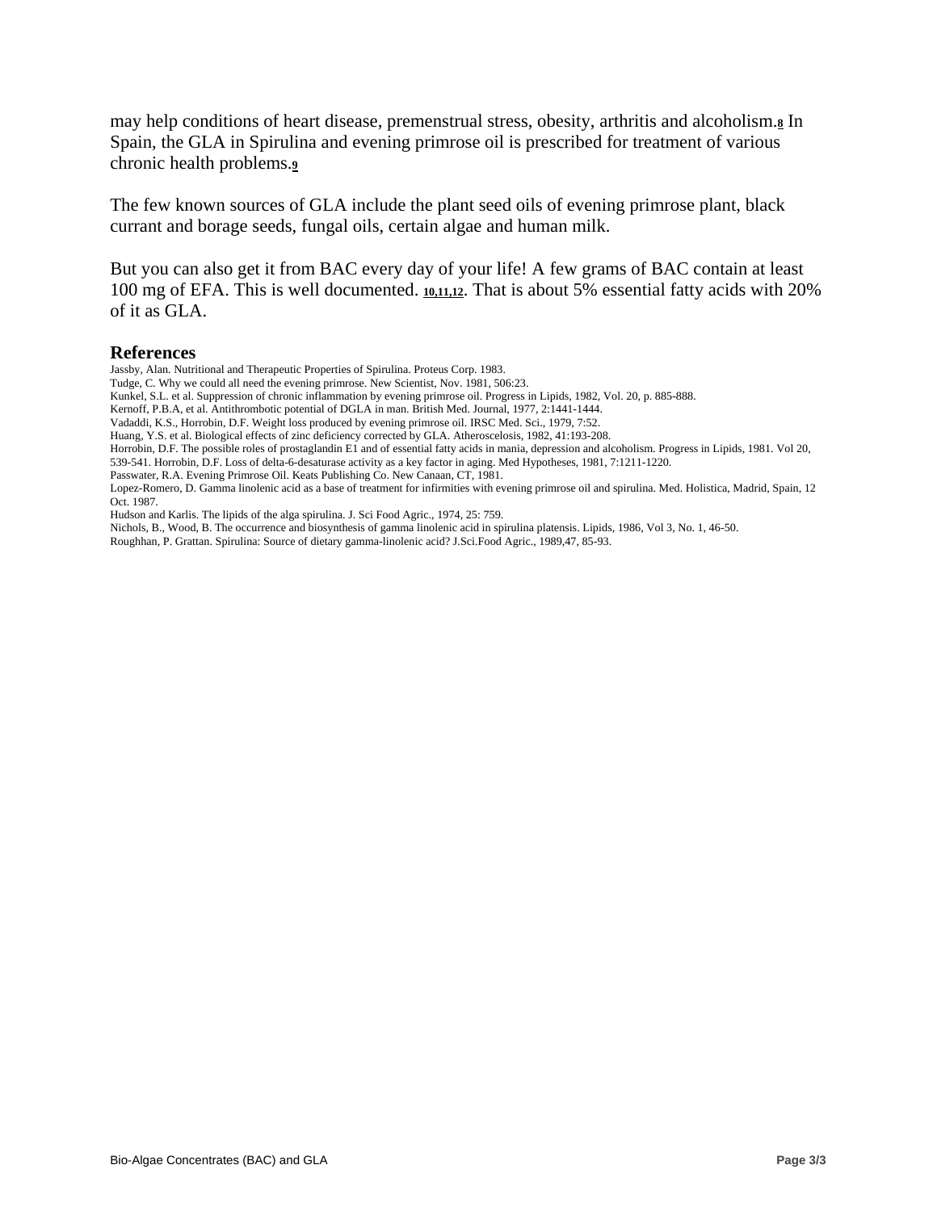may help conditions of heart disease, premenstrual stress, obesity, arthritis and alcoholism.[8] In Spain, the GLA in Spirulina and evening primrose oil is prescribed for treatment of various chronic health problems.[9]

The few known sources of GLA include the plant seed oils of evening primrose plant, black currant and borage seeds, fungal oils, certain algae and human milk.

But you can also get it from BAC every day of your life! A few grams of BAC contain at least 100 mg of EFA. This is well documented. [10,11,12]. That is about 5% essential fatty acids with 20% of it as GLA.

## References

Jassby, Alan. Nutritional and Therapeutic Properties of Spirulina. Proteus Corp. 1983.
Tudge, C. Why we could all need the evening primrose. New Scientist, Nov. 1981, 506:23.
Kunkel, S.L. et al. Suppression of chronic inflammation by evening primrose oil. Progress in Lipids, 1982, Vol. 20, p. 885-888.
Kernoff, P.B.A, et al. Antithrombotic potential of DGLA in man. British Med. Journal, 1977, 2:1441-1444.
Vadaddi, K.S., Horrobin, D.F. Weight loss produced by evening primrose oil. IRSC Med. Sci., 1979, 7:52.
Huang, Y.S. et al. Biological effects of zinc deficiency corrected by GLA. Atheroscelosis, 1982, 41:193-208.
Horrobin, D.F. The possible roles of prostaglandin E1 and of essential fatty acids in mania, depression and alcoholism. Progress in Lipids, 1981. Vol 20, 539-541. Horrobin, D.F. Loss of delta-6-desaturase activity as a key factor in aging. Med Hypotheses, 1981, 7:1211-1220.
Passwater, R.A. Evening Primrose Oil. Keats Publishing Co. New Canaan, CT, 1981.
Lopez-Romero, D. Gamma linolenic acid as a base of treatment for infirmities with evening primrose oil and spirulina. Med. Holistica, Madrid, Spain, 12 Oct. 1987.
Hudson and Karlis. The lipids of the alga spirulina. J. Sci Food Agric., 1974, 25: 759.
Nichols, B., Wood, B. The occurrence and biosynthesis of gamma linolenic acid in spirulina platensis. Lipids, 1986, Vol 3, No. 1, 46-50.
Roughhan, P. Grattan. Spirulina: Source of dietary gamma-linolenic acid? J.Sci.Food Agric., 1989,47, 85-93.